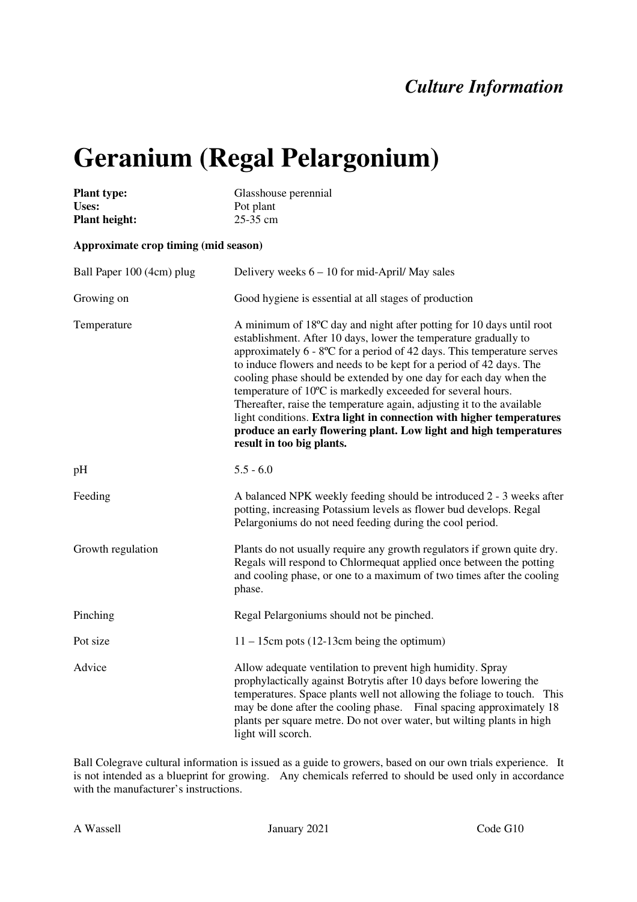*Culture Information*

# Geranium (Regal Pelargonium)

**Plant type:** Glasshouse perennial
**Uses:** Pot plant
**Plant height:** 25-35 cm

**Approximate crop timing (mid season)**

| | |
|---|---|
| Ball Paper 100 (4cm) plug | Delivery weeks 6 – 10 for mid-April/ May sales |
| Growing on | Good hygiene is essential at all stages of production |
| Temperature | A minimum of 18ºC day and night after potting for 10 days until root establishment. After 10 days, lower the temperature gradually to approximately 6 - 8ºC for a period of 42 days. This temperature serves to induce flowers and needs to be kept for a period of 42 days. The cooling phase should be extended by one day for each day when the temperature of 10ºC is markedly exceeded for several hours. Thereafter, raise the temperature again, adjusting it to the available light conditions. **Extra light in connection with higher temperatures produce an early flowering plant. Low light and high temperatures result in too big plants.** |
| pH | 5.5 - 6.0 |
| Feeding | A balanced NPK weekly feeding should be introduced 2 - 3 weeks after potting, increasing Potassium levels as flower bud develops. Regal Pelargoniums do not need feeding during the cool period. |
| Growth regulation | Plants do not usually require any growth regulators if grown quite dry. Regals will respond to Chlormequat applied once between the potting and cooling phase, or one to a maximum of two times after the cooling phase. |
| Pinching | Regal Pelargoniums should not be pinched. |
| Pot size | 11 – 15cm pots (12-13cm being the optimum) |
| Advice | Allow adequate ventilation to prevent high humidity. Spray prophylactically against Botrytis after 10 days before lowering the temperatures. Space plants well not allowing the foliage to touch. This may be done after the cooling phase. Final spacing approximately 18 plants per square metre. Do not over water, but wilting plants in high light will scorch. |

Ball Colegrave cultural information is issued as a guide to growers, based on our own trials experience. It is not intended as a blueprint for growing. Any chemicals referred to should be used only in accordance with the manufacturer's instructions.

A Wassell January 2021 Code G10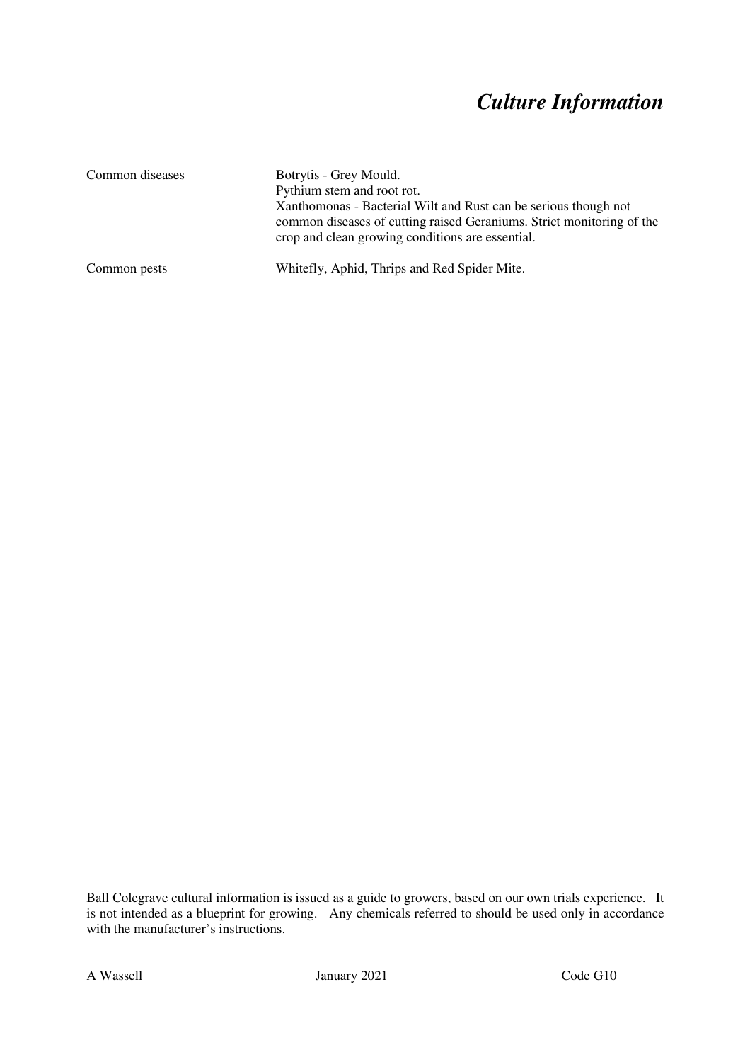# *Culture Information*

| | |
|---|---|
| Common diseases | Botrytis - Grey Mould.<br>Pythium stem and root rot.<br>Xanthomonas - Bacterial Wilt and Rust can be serious though not common diseases of cutting raised Geraniums. Strict monitoring of the crop and clean growing conditions are essential. |
| Common pests | Whitefly, Aphid, Thrips and Red Spider Mite. |

Ball Colegrave cultural information is issued as a guide to growers, based on our own trials experience. It is not intended as a blueprint for growing. Any chemicals referred to should be used only in accordance with the manufacturer's instructions.

A Wassell January 2021 Code G10